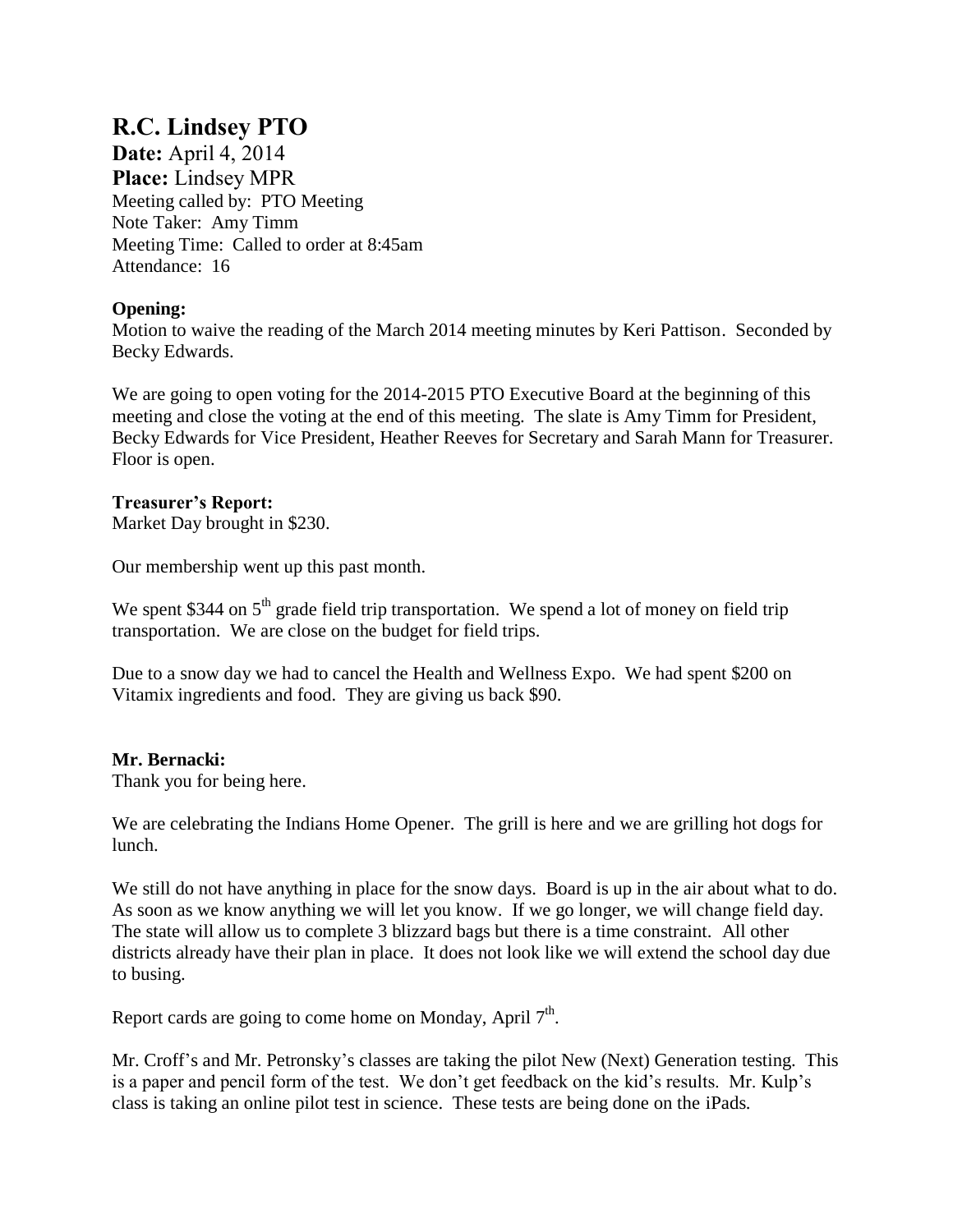# R.C. Lindsey PTO

**Date:** April 4, 2014
**Place:** Lindsey MPR
Meeting called by: PTO Meeting
Note Taker: Amy Timm
Meeting Time: Called to order at 8:45am
Attendance: 16

**Opening:**
Motion to waive the reading of the March 2014 meeting minutes by Keri Pattison. Seconded by Becky Edwards.

We are going to open voting for the 2014-2015 PTO Executive Board at the beginning of this meeting and close the voting at the end of this meeting. The slate is Amy Timm for President, Becky Edwards for Vice President, Heather Reeves for Secretary and Sarah Mann for Treasurer. Floor is open.

**Treasurer's Report:**
Market Day brought in $230.

Our membership went up this past month.

We spent $344 on 5th grade field trip transportation. We spend a lot of money on field trip transportation. We are close on the budget for field trips.

Due to a snow day we had to cancel the Health and Wellness Expo. We had spent $200 on Vitamix ingredients and food. They are giving us back $90.

**Mr. Bernacki:**
Thank you for being here.

We are celebrating the Indians Home Opener. The grill is here and we are grilling hot dogs for lunch.

We still do not have anything in place for the snow days. Board is up in the air about what to do. As soon as we know anything we will let you know. If we go longer, we will change field day. The state will allow us to complete 3 blizzard bags but there is a time constraint. All other districts already have their plan in place. It does not look like we will extend the school day due to busing.

Report cards are going to come home on Monday, April 7th.

Mr. Croff's and Mr. Petronsky's classes are taking the pilot New (Next) Generation testing. This is a paper and pencil form of the test. We don't get feedback on the kid's results. Mr. Kulp's class is taking an online pilot test in science. These tests are being done on the iPads.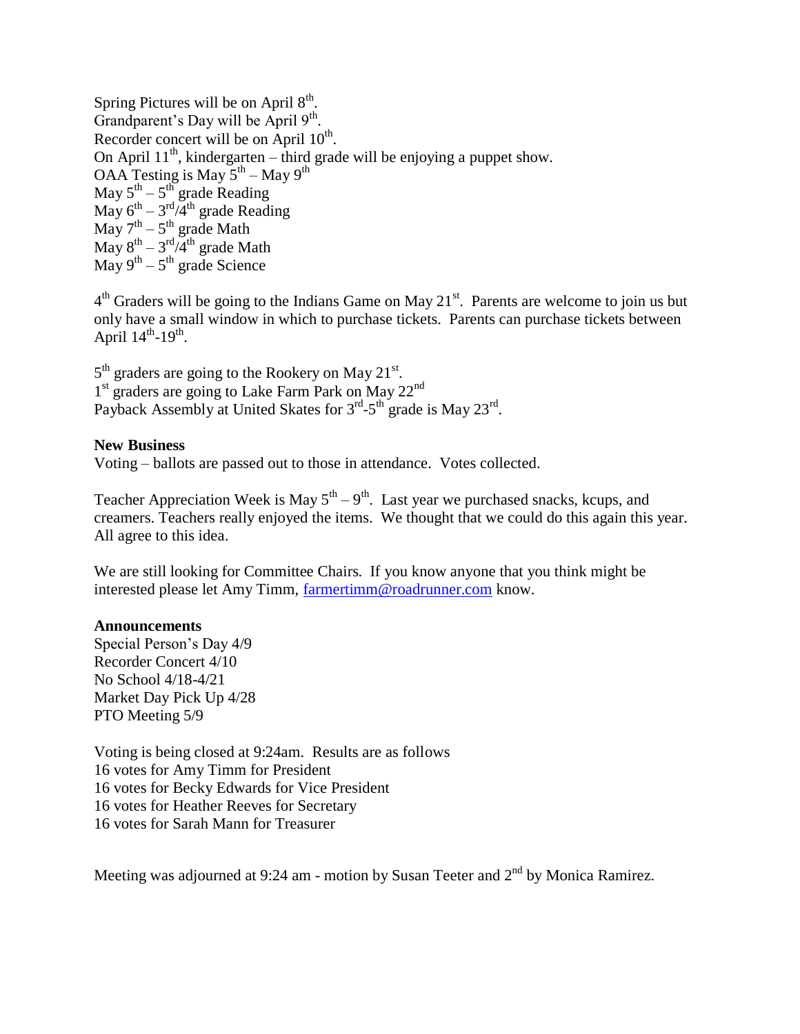Spring Pictures will be on April $8^{th}$.
Grandparent's Day will be April $9^{th}$.
Recorder concert will be on April $10^{th}$.
On April $11^{th}$, kindergarten – third grade will be enjoying a puppet show.
OAA Testing is May $5^{th}$ – May $9^{th}$
May $5^{th}$ – $5^{th}$ grade Reading
May $6^{th}$ – $3^{rd}/4^{th}$ grade Reading
May $7^{th}$ – $5^{th}$ grade Math
May $8^{th}$ – $3^{rd}/4^{th}$ grade Math
May $9^{th}$ – $5^{th}$ grade Science

$4^{th}$ Graders will be going to the Indians Game on May $21^{st}$. Parents are welcome to join us but only have a small window in which to purchase tickets. Parents can purchase tickets between April $14^{th}$-$19^{th}$.

$5^{th}$ graders are going to the Rookery on May $21^{st}$.
$1^{st}$ graders are going to Lake Farm Park on May $22^{nd}$
Payback Assembly at United Skates for $3^{rd}$-$5^{th}$ grade is May $23^{rd}$.

**New Business**

Voting – ballots are passed out to those in attendance. Votes collected.

Teacher Appreciation Week is May $5^{th}$ – $9^{th}$. Last year we purchased snacks, kcups, and creamers. Teachers really enjoyed the items. We thought that we could do this again this year. All agree to this idea.

We are still looking for Committee Chairs. If you know anyone that you think might be interested please let Amy Timm, farmertimm@roadrunner.com know.

**Announcements**

Special Person's Day 4/9
Recorder Concert 4/10
No School 4/18-4/21
Market Day Pick Up 4/28
PTO Meeting 5/9

Voting is being closed at 9:24am. Results are as follows
16 votes for Amy Timm for President
16 votes for Becky Edwards for Vice President
16 votes for Heather Reeves for Secretary
16 votes for Sarah Mann for Treasurer

Meeting was adjourned at 9:24 am - motion by Susan Teeter and $2^{nd}$ by Monica Ramirez.